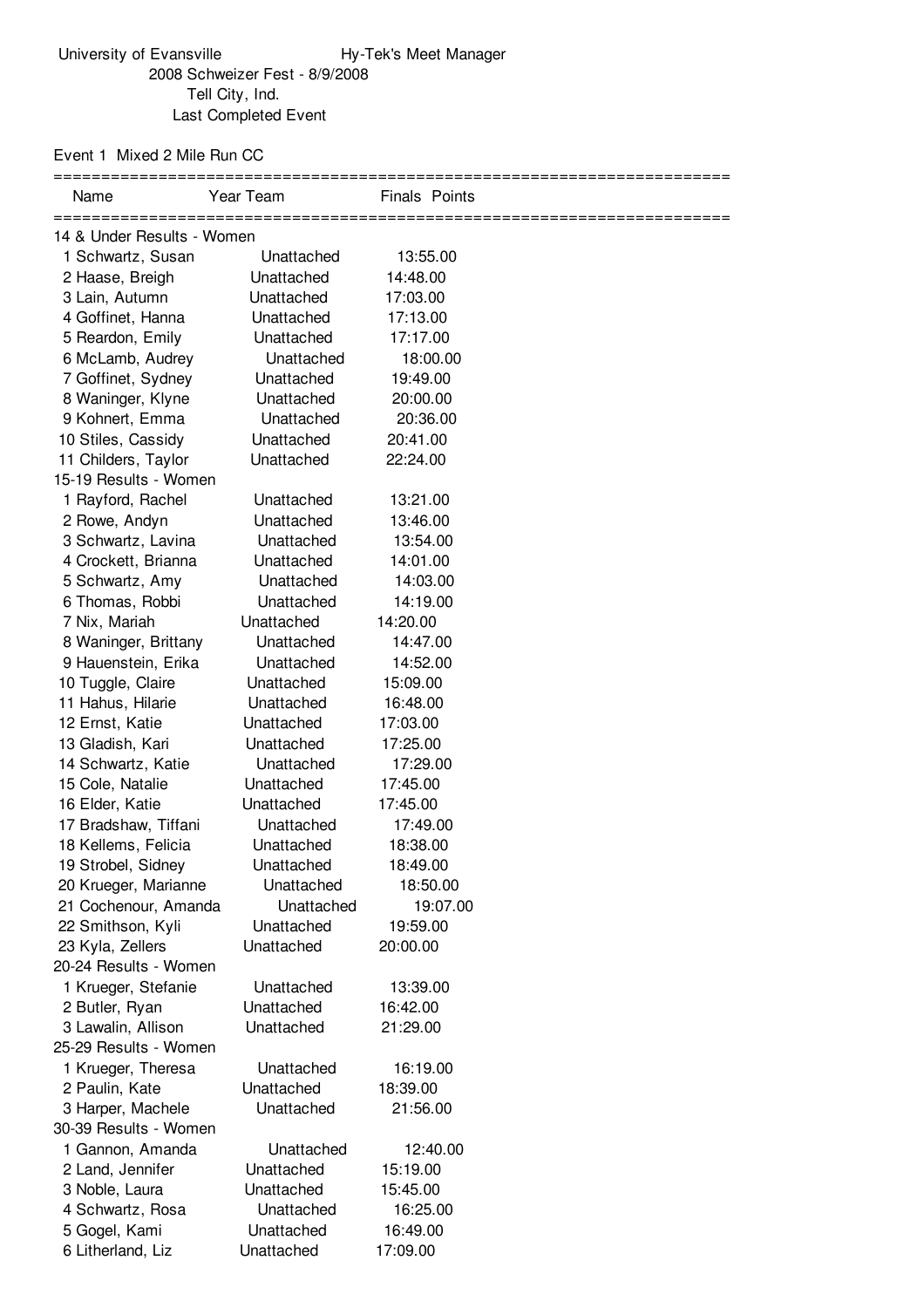University of Evansville　　　　Hy-Tek's Meet Manager

2008 Schweizer Fest - 8/9/2008

Tell City, Ind.

Last Completed Event

Event 1 Mixed 2 Mile Run CC

| Name | Year | Team | Finals | Points |
|---|---|---|---|---|
| **14 & Under Results - Women** | | | | |
| 1 Schwartz, Susan | | Unattached | 13:55.00 | |
| 2 Haase, Breigh | | Unattached | 14:48.00 | |
| 3 Lain, Autumn | | Unattached | 17:03.00 | |
| 4 Goffinet, Hanna | | Unattached | 17:13.00 | |
| 5 Reardon, Emily | | Unattached | 17:17.00 | |
| 6 McLamb, Audrey | | Unattached | 18:00.00 | |
| 7 Goffinet, Sydney | | Unattached | 19:49.00 | |
| 8 Waninger, Klyne | | Unattached | 20:00.00 | |
| 9 Kohnert, Emma | | Unattached | 20:36.00 | |
| 10 Stiles, Cassidy | | Unattached | 20:41.00 | |
| 11 Childers, Taylor | | Unattached | 22:24.00 | |
| **15-19 Results - Women** | | | | |
| 1 Rayford, Rachel | | Unattached | 13:21.00 | |
| 2 Rowe, Andyn | | Unattached | 13:46.00 | |
| 3 Schwartz, Lavina | | Unattached | 13:54.00 | |
| 4 Crockett, Brianna | | Unattached | 14:01.00 | |
| 5 Schwartz, Amy | | Unattached | 14:03.00 | |
| 6 Thomas, Robbi | | Unattached | 14:19.00 | |
| 7 Nix, Mariah | | Unattached | 14:20.00 | |
| 8 Waninger, Brittany | | Unattached | 14:47.00 | |
| 9 Hauenstein, Erika | | Unattached | 14:52.00 | |
| 10 Tuggle, Claire | | Unattached | 15:09.00 | |
| 11 Hahus, Hilarie | | Unattached | 16:48.00 | |
| 12 Ernst, Katie | | Unattached | 17:03.00 | |
| 13 Gladish, Kari | | Unattached | 17:25.00 | |
| 14 Schwartz, Katie | | Unattached | 17:29.00 | |
| 15 Cole, Natalie | | Unattached | 17:45.00 | |
| 16 Elder, Katie | | Unattached | 17:45.00 | |
| 17 Bradshaw, Tiffani | | Unattached | 17:49.00 | |
| 18 Kellems, Felicia | | Unattached | 18:38.00 | |
| 19 Strobel, Sidney | | Unattached | 18:49.00 | |
| 20 Krueger, Marianne | | Unattached | 18:50.00 | |
| 21 Cochenour, Amanda | | Unattached | 19:07.00 | |
| 22 Smithson, Kyli | | Unattached | 19:59.00 | |
| 23 Kyla, Zellers | | Unattached | 20:00.00 | |
| **20-24 Results - Women** | | | | |
| 1 Krueger, Stefanie | | Unattached | 13:39.00 | |
| 2 Butler, Ryan | | Unattached | 16:42.00 | |
| 3 Lawalin, Allison | | Unattached | 21:29.00 | |
| **25-29 Results - Women** | | | | |
| 1 Krueger, Theresa | | Unattached | 16:19.00 | |
| 2 Paulin, Kate | | Unattached | 18:39.00 | |
| 3 Harper, Machele | | Unattached | 21:56.00 | |
| **30-39 Results - Women** | | | | |
| 1 Gannon, Amanda | | Unattached | 12:40.00 | |
| 2 Land, Jennifer | | Unattached | 15:19.00 | |
| 3 Noble, Laura | | Unattached | 15:45.00 | |
| 4 Schwartz, Rosa | | Unattached | 16:25.00 | |
| 5 Gogel, Kami | | Unattached | 16:49.00 | |
| 6 Litherland, Liz | | Unattached | 17:09.00 | |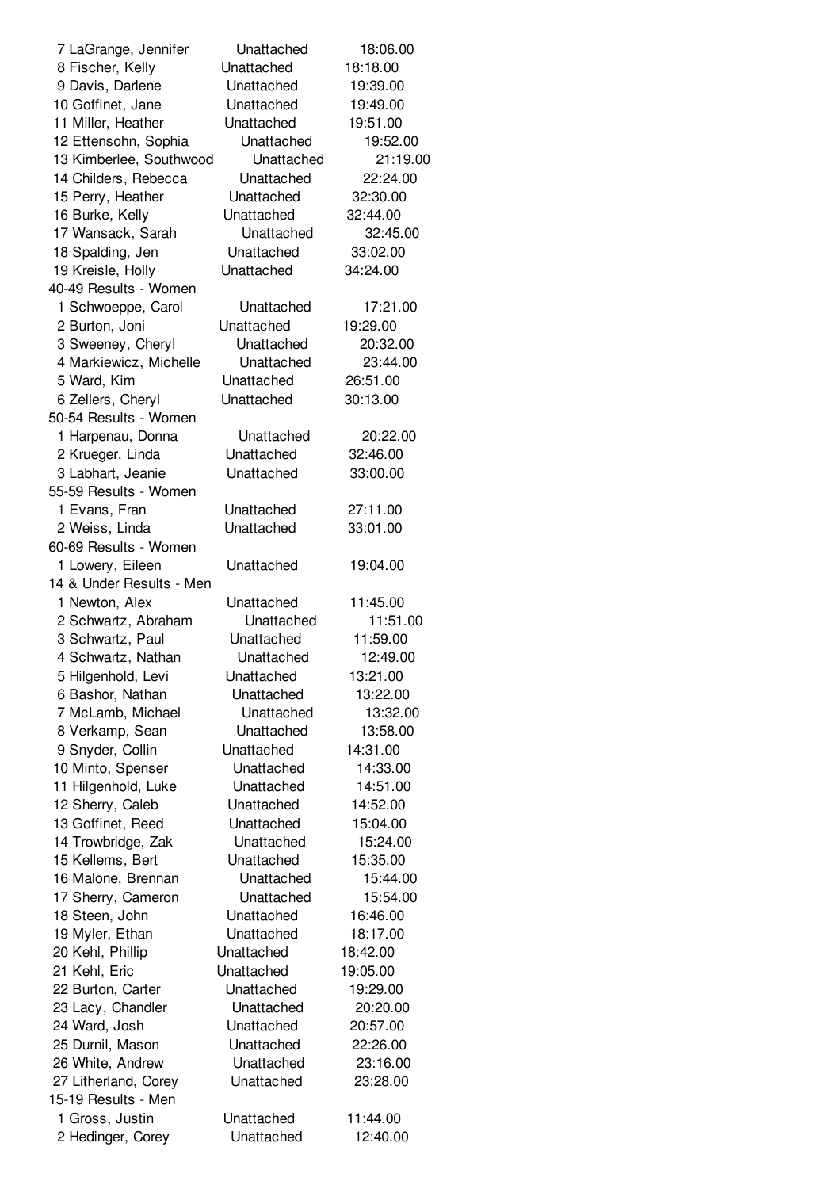| Place | Name | Team | Time |
|---|---|---|---|
| 7 | LaGrange, Jennifer | Unattached | 18:06.00 |
| 8 | Fischer, Kelly | Unattached | 18:18.00 |
| 9 | Davis, Darlene | Unattached | 19:39.00 |
| 10 | Goffinet, Jane | Unattached | 19:49.00 |
| 11 | Miller, Heather | Unattached | 19:51.00 |
| 12 | Ettensohn, Sophia | Unattached | 19:52.00 |
| 13 | Kimberlee, Southwood | Unattached | 21:19.00 |
| 14 | Childers, Rebecca | Unattached | 22:24.00 |
| 15 | Perry, Heather | Unattached | 32:30.00 |
| 16 | Burke, Kelly | Unattached | 32:44.00 |
| 17 | Wansack, Sarah | Unattached | 32:45.00 |
| 18 | Spalding, Jen | Unattached | 33:02.00 |
| 19 | Kreisle, Holly | Unattached | 34:24.00 |

40-49 Results - Women

| Place | Name | Team | Time |
|---|---|---|---|
| 1 | Schwoeppe, Carol | Unattached | 17:21.00 |
| 2 | Burton, Joni | Unattached | 19:29.00 |
| 3 | Sweeney, Cheryl | Unattached | 20:32.00 |
| 4 | Markiewicz, Michelle | Unattached | 23:44.00 |
| 5 | Ward, Kim | Unattached | 26:51.00 |
| 6 | Zellers, Cheryl | Unattached | 30:13.00 |

50-54 Results - Women

| Place | Name | Team | Time |
|---|---|---|---|
| 1 | Harpenau, Donna | Unattached | 20:22.00 |
| 2 | Krueger, Linda | Unattached | 32:46.00 |
| 3 | Labhart, Jeanie | Unattached | 33:00.00 |

55-59 Results - Women

| Place | Name | Team | Time |
|---|---|---|---|
| 1 | Evans, Fran | Unattached | 27:11.00 |
| 2 | Weiss, Linda | Unattached | 33:01.00 |

60-69 Results - Women

| Place | Name | Team | Time |
|---|---|---|---|
| 1 | Lowery, Eileen | Unattached | 19:04.00 |

14 & Under Results - Men

| Place | Name | Team | Time |
|---|---|---|---|
| 1 | Newton, Alex | Unattached | 11:45.00 |
| 2 | Schwartz, Abraham | Unattached | 11:51.00 |
| 3 | Schwartz, Paul | Unattached | 11:59.00 |
| 4 | Schwartz, Nathan | Unattached | 12:49.00 |
| 5 | Hilgenhold, Levi | Unattached | 13:21.00 |
| 6 | Bashor, Nathan | Unattached | 13:22.00 |
| 7 | McLamb, Michael | Unattached | 13:32.00 |
| 8 | Verkamp, Sean | Unattached | 13:58.00 |
| 9 | Snyder, Collin | Unattached | 14:31.00 |
| 10 | Minto, Spenser | Unattached | 14:33.00 |
| 11 | Hilgenhold, Luke | Unattached | 14:51.00 |
| 12 | Sherry, Caleb | Unattached | 14:52.00 |
| 13 | Goffinet, Reed | Unattached | 15:04.00 |
| 14 | Trowbridge, Zak | Unattached | 15:24.00 |
| 15 | Kellems, Bert | Unattached | 15:35.00 |
| 16 | Malone, Brennan | Unattached | 15:44.00 |
| 17 | Sherry, Cameron | Unattached | 15:54.00 |
| 18 | Steen, John | Unattached | 16:46.00 |
| 19 | Myler, Ethan | Unattached | 18:17.00 |
| 20 | Kehl, Phillip | Unattached | 18:42.00 |
| 21 | Kehl, Eric | Unattached | 19:05.00 |
| 22 | Burton, Carter | Unattached | 19:29.00 |
| 23 | Lacy, Chandler | Unattached | 20:20.00 |
| 24 | Ward, Josh | Unattached | 20:57.00 |
| 25 | Durnil, Mason | Unattached | 22:26.00 |
| 26 | White, Andrew | Unattached | 23:16.00 |
| 27 | Litherland, Corey | Unattached | 23:28.00 |

15-19 Results - Men

| Place | Name | Team | Time |
|---|---|---|---|
| 1 | Gross, Justin | Unattached | 11:44.00 |
| 2 | Hedinger, Corey | Unattached | 12:40.00 |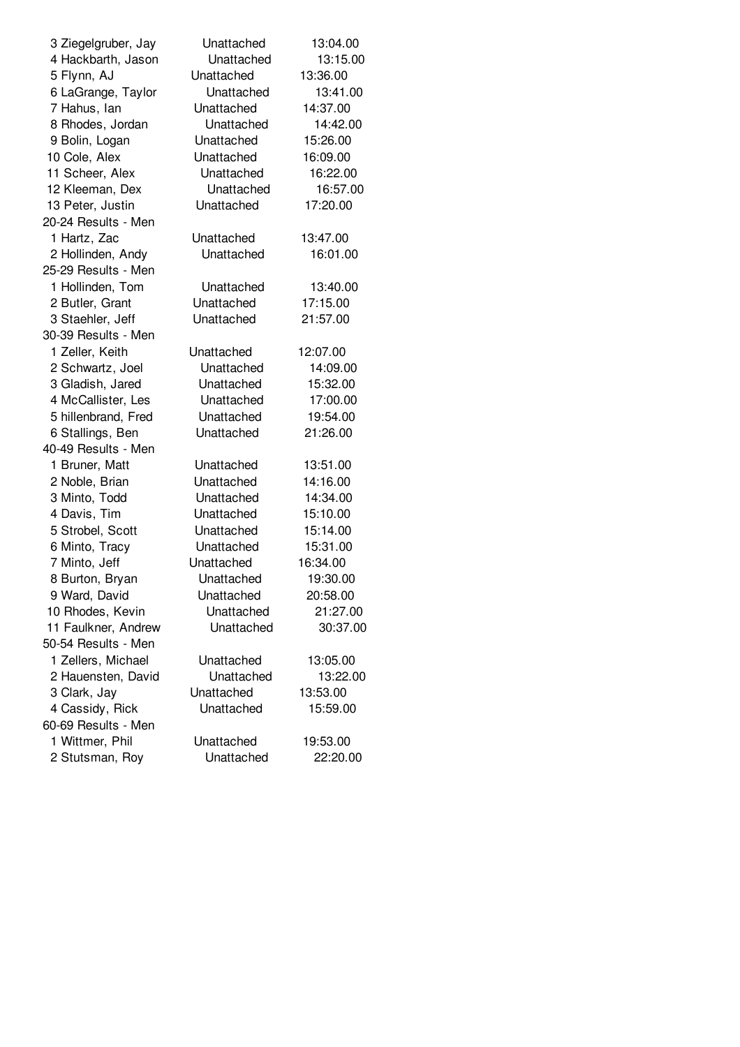3 Ziegelgruber, Jay Unattached 13:04.00
4 Hackbarth, Jason Unattached 13:15.00
5 Flynn, AJ Unattached 13:36.00
6 LaGrange, Taylor Unattached 13:41.00
7 Hahus, Ian Unattached 14:37.00
8 Rhodes, Jordan Unattached 14:42.00
9 Bolin, Logan Unattached 15:26.00
10 Cole, Alex Unattached 16:09.00
11 Scheer, Alex Unattached 16:22.00
12 Kleeman, Dex Unattached 16:57.00
13 Peter, Justin Unattached 17:20.00

20-24 Results - Men

1 Hartz, Zac Unattached 13:47.00
2 Hollinden, Andy Unattached 16:01.00

25-29 Results - Men

1 Hollinden, Tom Unattached 13:40.00
2 Butler, Grant Unattached 17:15.00
3 Staehler, Jeff Unattached 21:57.00

30-39 Results - Men

1 Zeller, Keith Unattached 12:07.00
2 Schwartz, Joel Unattached 14:09.00
3 Gladish, Jared Unattached 15:32.00
4 McCallister, Les Unattached 17:00.00
5 hillenbrand, Fred Unattached 19:54.00
6 Stallings, Ben Unattached 21:26.00

40-49 Results - Men

1 Bruner, Matt Unattached 13:51.00
2 Noble, Brian Unattached 14:16.00
3 Minto, Todd Unattached 14:34.00
4 Davis, Tim Unattached 15:10.00
5 Strobel, Scott Unattached 15:14.00
6 Minto, Tracy Unattached 15:31.00
7 Minto, Jeff Unattached 16:34.00
8 Burton, Bryan Unattached 19:30.00
9 Ward, David Unattached 20:58.00
10 Rhodes, Kevin Unattached 21:27.00
11 Faulkner, Andrew Unattached 30:37.00

50-54 Results - Men

1 Zellers, Michael Unattached 13:05.00
2 Hauensten, David Unattached 13:22.00
3 Clark, Jay Unattached 13:53.00
4 Cassidy, Rick Unattached 15:59.00

60-69 Results - Men

1 Wittmer, Phil Unattached 19:53.00
2 Stutsman, Roy Unattached 22:20.00